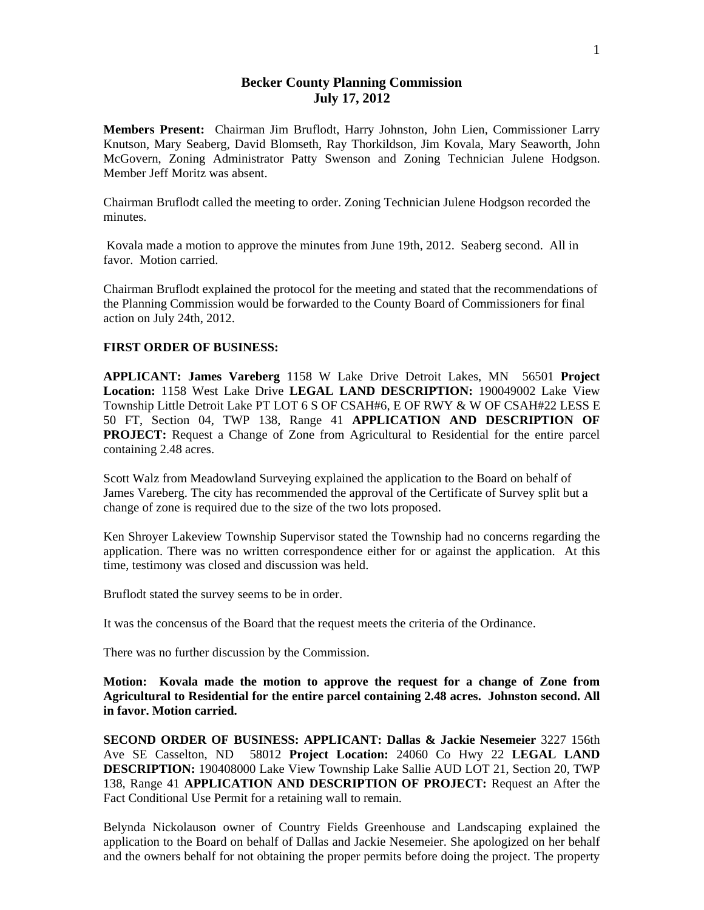# Becker County Planning Commission
## July 17, 2012

**Members Present:** Chairman Jim Bruflodt, Harry Johnston, John Lien, Commissioner Larry Knutson, Mary Seaberg, David Blomseth, Ray Thorkildson, Jim Kovala, Mary Seaworth, John McGovern, Zoning Administrator Patty Swenson and Zoning Technician Julene Hodgson. Member Jeff Moritz was absent.

Chairman Bruflodt called the meeting to order. Zoning Technician Julene Hodgson recorded the minutes.

Kovala made a motion to approve the minutes from June 19th, 2012. Seaberg second. All in favor. Motion carried.

Chairman Bruflodt explained the protocol for the meeting and stated that the recommendations of the Planning Commission would be forwarded to the County Board of Commissioners for final action on July 24th, 2012.

**FIRST ORDER OF BUSINESS:**

**APPLICANT: James Vareberg** 1158 W Lake Drive Detroit Lakes, MN 56501 **Project Location:** 1158 West Lake Drive **LEGAL LAND DESCRIPTION:** 190049002 Lake View Township Little Detroit Lake PT LOT 6 S OF CSAH#6, E OF RWY & W OF CSAH#22 LESS E 50 FT, Section 04, TWP 138, Range 41 **APPLICATION AND DESCRIPTION OF PROJECT:** Request a Change of Zone from Agricultural to Residential for the entire parcel containing 2.48 acres.

Scott Walz from Meadowland Surveying explained the application to the Board on behalf of James Vareberg. The city has recommended the approval of the Certificate of Survey split but a change of zone is required due to the size of the two lots proposed.

Ken Shroyer Lakeview Township Supervisor stated the Township had no concerns regarding the application. There was no written correspondence either for or against the application. At this time, testimony was closed and discussion was held.

Bruflodt stated the survey seems to be in order.

It was the concensus of the Board that the request meets the criteria of the Ordinance.

There was no further discussion by the Commission.

**Motion: Kovala made the motion to approve the request for a change of Zone from Agricultural to Residential for the entire parcel containing 2.48 acres. Johnston second. All in favor. Motion carried.**

**SECOND ORDER OF BUSINESS: APPLICANT: Dallas & Jackie Nesemeier** 3227 156th Ave SE Casselton, ND 58012 **Project Location:** 24060 Co Hwy 22 **LEGAL LAND DESCRIPTION:** 190408000 Lake View Township Lake Sallie AUD LOT 21, Section 20, TWP 138, Range 41 **APPLICATION AND DESCRIPTION OF PROJECT:** Request an After the Fact Conditional Use Permit for a retaining wall to remain.

Belynda Nickolauson owner of Country Fields Greenhouse and Landscaping explained the application to the Board on behalf of Dallas and Jackie Nesemeier. She apologized on her behalf and the owners behalf for not obtaining the proper permits before doing the project. The property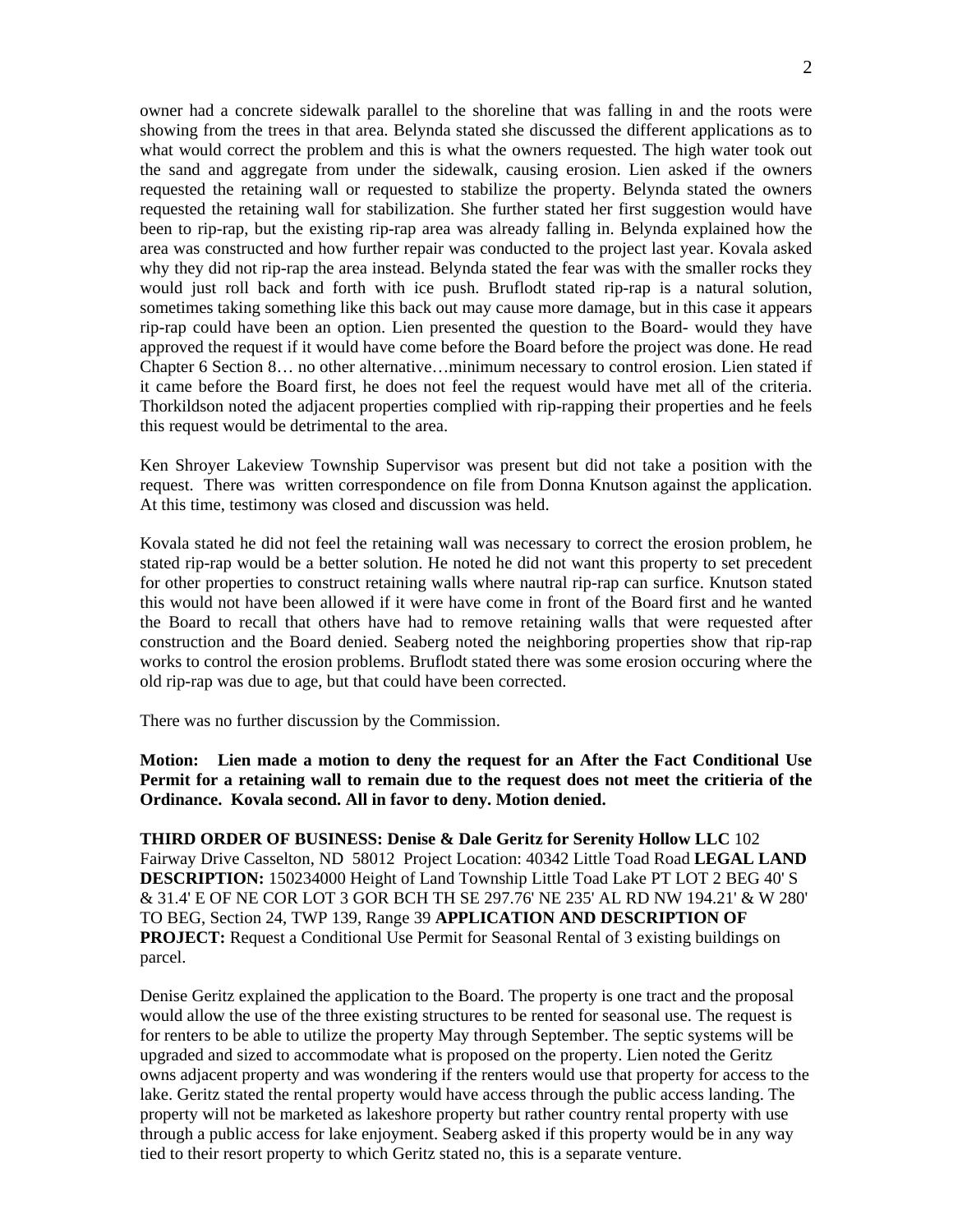owner had a concrete sidewalk parallel to the shoreline that was falling in and the roots were showing from the trees in that area. Belynda stated she discussed the different applications as to what would correct the problem and this is what the owners requested. The high water took out the sand and aggregate from under the sidewalk, causing erosion. Lien asked if the owners requested the retaining wall or requested to stabilize the property. Belynda stated the owners requested the retaining wall for stabilization. She further stated her first suggestion would have been to rip-rap, but the existing rip-rap area was already falling in. Belynda explained how the area was constructed and how further repair was conducted to the project last year. Kovala asked why they did not rip-rap the area instead. Belynda stated the fear was with the smaller rocks they would just roll back and forth with ice push. Bruflodt stated rip-rap is a natural solution, sometimes taking something like this back out may cause more damage, but in this case it appears rip-rap could have been an option. Lien presented the question to the Board- would they have approved the request if it would have come before the Board before the project was done. He read Chapter 6 Section 8… no other alternative…minimum necessary to control erosion. Lien stated if it came before the Board first, he does not feel the request would have met all of the criteria. Thorkildson noted the adjacent properties complied with rip-rapping their properties and he feels this request would be detrimental to the area.

Ken Shroyer Lakeview Township Supervisor was present but did not take a position with the request. There was written correspondence on file from Donna Knutson against the application. At this time, testimony was closed and discussion was held.

Kovala stated he did not feel the retaining wall was necessary to correct the erosion problem, he stated rip-rap would be a better solution. He noted he did not want this property to set precedent for other properties to construct retaining walls where nautral rip-rap can surfice. Knutson stated this would not have been allowed if it were have come in front of the Board first and he wanted the Board to recall that others have had to remove retaining walls that were requested after construction and the Board denied. Seaberg noted the neighboring properties show that rip-rap works to control the erosion problems. Bruflodt stated there was some erosion occuring where the old rip-rap was due to age, but that could have been corrected.

There was no further discussion by the Commission.

**Motion: Lien made a motion to deny the request for an After the Fact Conditional Use Permit for a retaining wall to remain due to the request does not meet the critieria of the Ordinance. Kovala second. All in favor to deny. Motion denied.**

**THIRD ORDER OF BUSINESS: Denise & Dale Geritz for Serenity Hollow LLC** 102 Fairway Drive Casselton, ND 58012 Project Location: 40342 Little Toad Road **LEGAL LAND DESCRIPTION:** 150234000 Height of Land Township Little Toad Lake PT LOT 2 BEG 40' S & 31.4' E OF NE COR LOT 3 GOR BCH TH SE 297.76' NE 235' AL RD NW 194.21' & W 280' TO BEG, Section 24, TWP 139, Range 39 **APPLICATION AND DESCRIPTION OF PROJECT:** Request a Conditional Use Permit for Seasonal Rental of 3 existing buildings on parcel.

Denise Geritz explained the application to the Board. The property is one tract and the proposal would allow the use of the three existing structures to be rented for seasonal use. The request is for renters to be able to utilize the property May through September. The septic systems will be upgraded and sized to accommodate what is proposed on the property. Lien noted the Geritz owns adjacent property and was wondering if the renters would use that property for access to the lake. Geritz stated the rental property would have access through the public access landing. The property will not be marketed as lakeshore property but rather country rental property with use through a public access for lake enjoyment. Seaberg asked if this property would be in any way tied to their resort property to which Geritz stated no, this is a separate venture.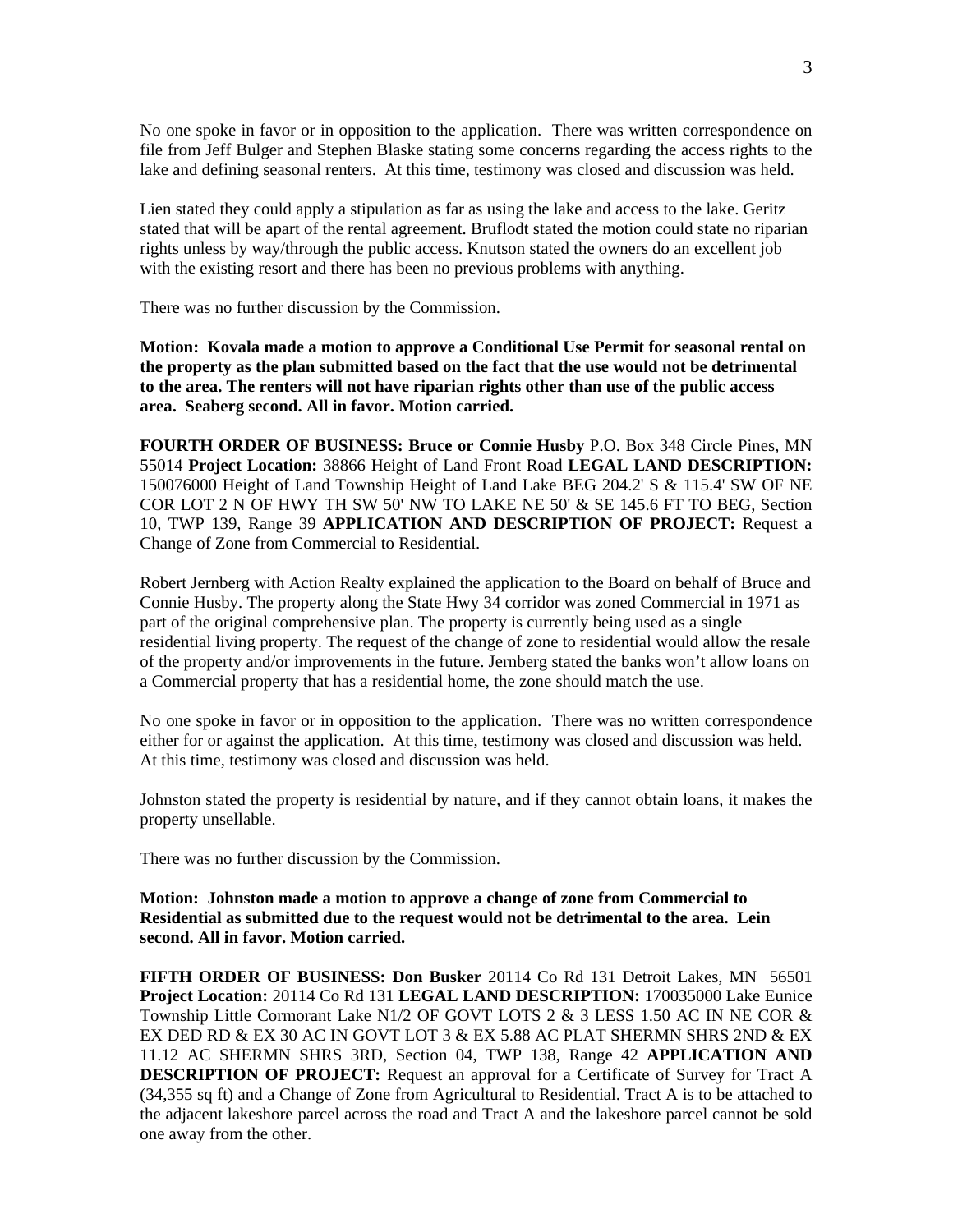No one spoke in favor or in opposition to the application. There was written correspondence on file from Jeff Bulger and Stephen Blaske stating some concerns regarding the access rights to the lake and defining seasonal renters. At this time, testimony was closed and discussion was held.

Lien stated they could apply a stipulation as far as using the lake and access to the lake. Geritz stated that will be apart of the rental agreement. Bruflodt stated the motion could state no riparian rights unless by way/through the public access. Knutson stated the owners do an excellent job with the existing resort and there has been no previous problems with anything.

There was no further discussion by the Commission.

**Motion: Kovala made a motion to approve a Conditional Use Permit for seasonal rental on the property as the plan submitted based on the fact that the use would not be detrimental to the area. The renters will not have riparian rights other than use of the public access area. Seaberg second. All in favor. Motion carried.**

**FOURTH ORDER OF BUSINESS: Bruce or Connie Husby** P.O. Box 348 Circle Pines, MN 55014 **Project Location:** 38866 Height of Land Front Road **LEGAL LAND DESCRIPTION:** 150076000 Height of Land Township Height of Land Lake BEG 204.2' S & 115.4' SW OF NE COR LOT 2 N OF HWY TH SW 50' NW TO LAKE NE 50' & SE 145.6 FT TO BEG, Section 10, TWP 139, Range 39 **APPLICATION AND DESCRIPTION OF PROJECT:** Request a Change of Zone from Commercial to Residential.

Robert Jernberg with Action Realty explained the application to the Board on behalf of Bruce and Connie Husby. The property along the State Hwy 34 corridor was zoned Commercial in 1971 as part of the original comprehensive plan. The property is currently being used as a single residential living property. The request of the change of zone to residential would allow the resale of the property and/or improvements in the future. Jernberg stated the banks won't allow loans on a Commercial property that has a residential home, the zone should match the use.

No one spoke in favor or in opposition to the application. There was no written correspondence either for or against the application. At this time, testimony was closed and discussion was held. At this time, testimony was closed and discussion was held.

Johnston stated the property is residential by nature, and if they cannot obtain loans, it makes the property unsellable.

There was no further discussion by the Commission.

**Motion: Johnston made a motion to approve a change of zone from Commercial to Residential as submitted due to the request would not be detrimental to the area. Lein second. All in favor. Motion carried.**

**FIFTH ORDER OF BUSINESS: Don Busker** 20114 Co Rd 131 Detroit Lakes, MN 56501 **Project Location:** 20114 Co Rd 131 **LEGAL LAND DESCRIPTION:** 170035000 Lake Eunice Township Little Cormorant Lake N1/2 OF GOVT LOTS 2 & 3 LESS 1.50 AC IN NE COR & EX DED RD & EX 30 AC IN GOVT LOT 3 & EX 5.88 AC PLAT SHERMN SHRS 2ND & EX 11.12 AC SHERMN SHRS 3RD, Section 04, TWP 138, Range 42 **APPLICATION AND DESCRIPTION OF PROJECT:** Request an approval for a Certificate of Survey for Tract A (34,355 sq ft) and a Change of Zone from Agricultural to Residential. Tract A is to be attached to the adjacent lakeshore parcel across the road and Tract A and the lakeshore parcel cannot be sold one away from the other.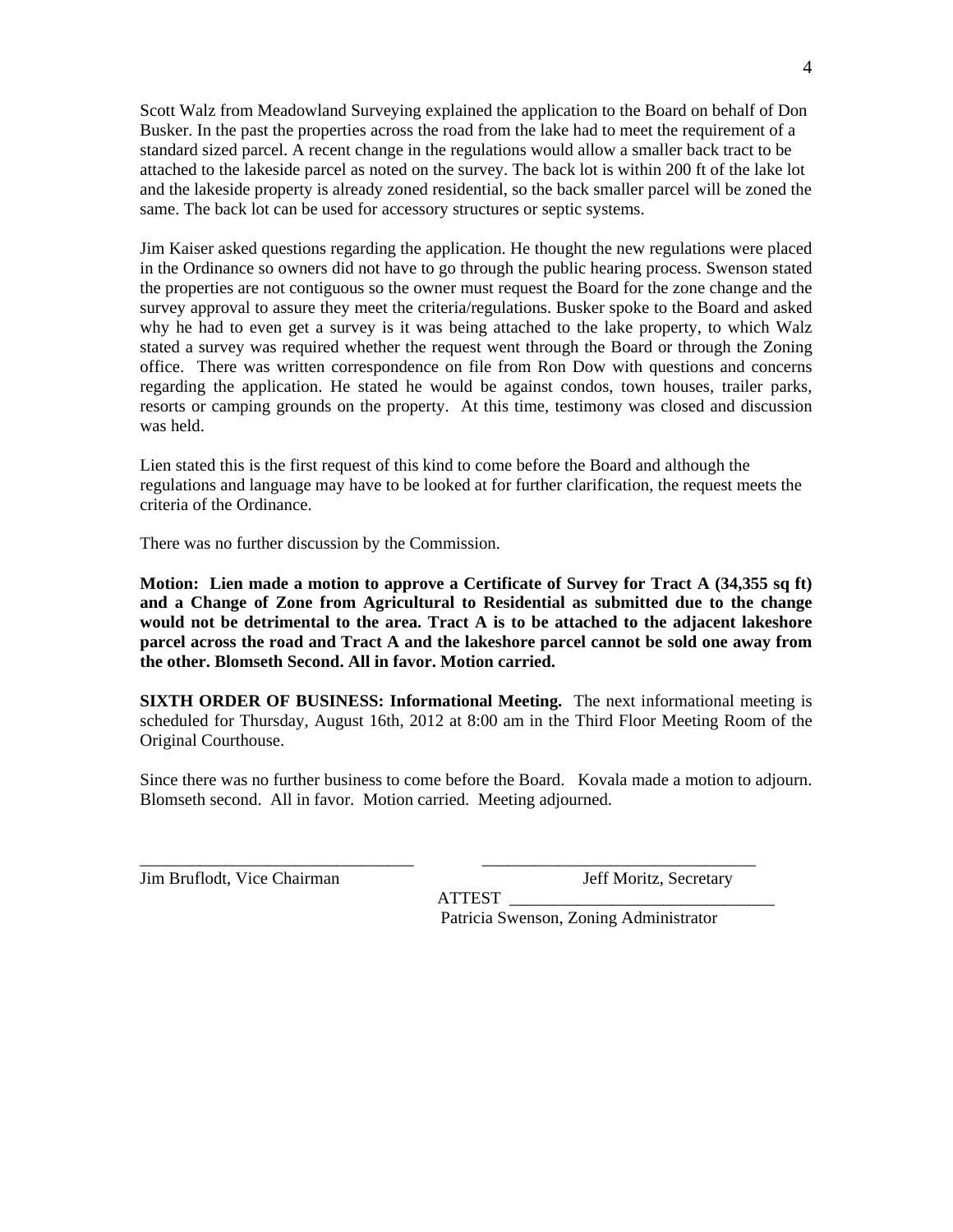Scott Walz from Meadowland Surveying explained the application to the Board on behalf of Don Busker. In the past the properties across the road from the lake had to meet the requirement of a standard sized parcel. A recent change in the regulations would allow a smaller back tract to be attached to the lakeside parcel as noted on the survey. The back lot is within 200 ft of the lake lot and the lakeside property is already zoned residential, so the back smaller parcel will be zoned the same. The back lot can be used for accessory structures or septic systems.

Jim Kaiser asked questions regarding the application. He thought the new regulations were placed in the Ordinance so owners did not have to go through the public hearing process. Swenson stated the properties are not contiguous so the owner must request the Board for the zone change and the survey approval to assure they meet the criteria/regulations. Busker spoke to the Board and asked why he had to even get a survey is it was being attached to the lake property, to which Walz stated a survey was required whether the request went through the Board or through the Zoning office. There was written correspondence on file from Ron Dow with questions and concerns regarding the application. He stated he would be against condos, town houses, trailer parks, resorts or camping grounds on the property. At this time, testimony was closed and discussion was held.

Lien stated this is the first request of this kind to come before the Board and although the regulations and language may have to be looked at for further clarification, the request meets the criteria of the Ordinance.

There was no further discussion by the Commission.

**Motion: Lien made a motion to approve a Certificate of Survey for Tract A (34,355 sq ft) and a Change of Zone from Agricultural to Residential as submitted due to the change would not be detrimental to the area. Tract A is to be attached to the adjacent lakeshore parcel across the road and Tract A and the lakeshore parcel cannot be sold one away from the other. Blomseth Second. All in favor. Motion carried.**

**SIXTH ORDER OF BUSINESS: Informational Meeting.** The next informational meeting is scheduled for Thursday, August 16th, 2012 at 8:00 am in the Third Floor Meeting Room of the Original Courthouse.

Since there was no further business to come before the Board. Kovala made a motion to adjourn. Blomseth second. All in favor. Motion carried. Meeting adjourned.

_______________________________ _______________________________

Jim Bruflodt, Vice Chairman Jeff Moritz, Secretary

ATTEST _______________________________

Patricia Swenson, Zoning Administrator